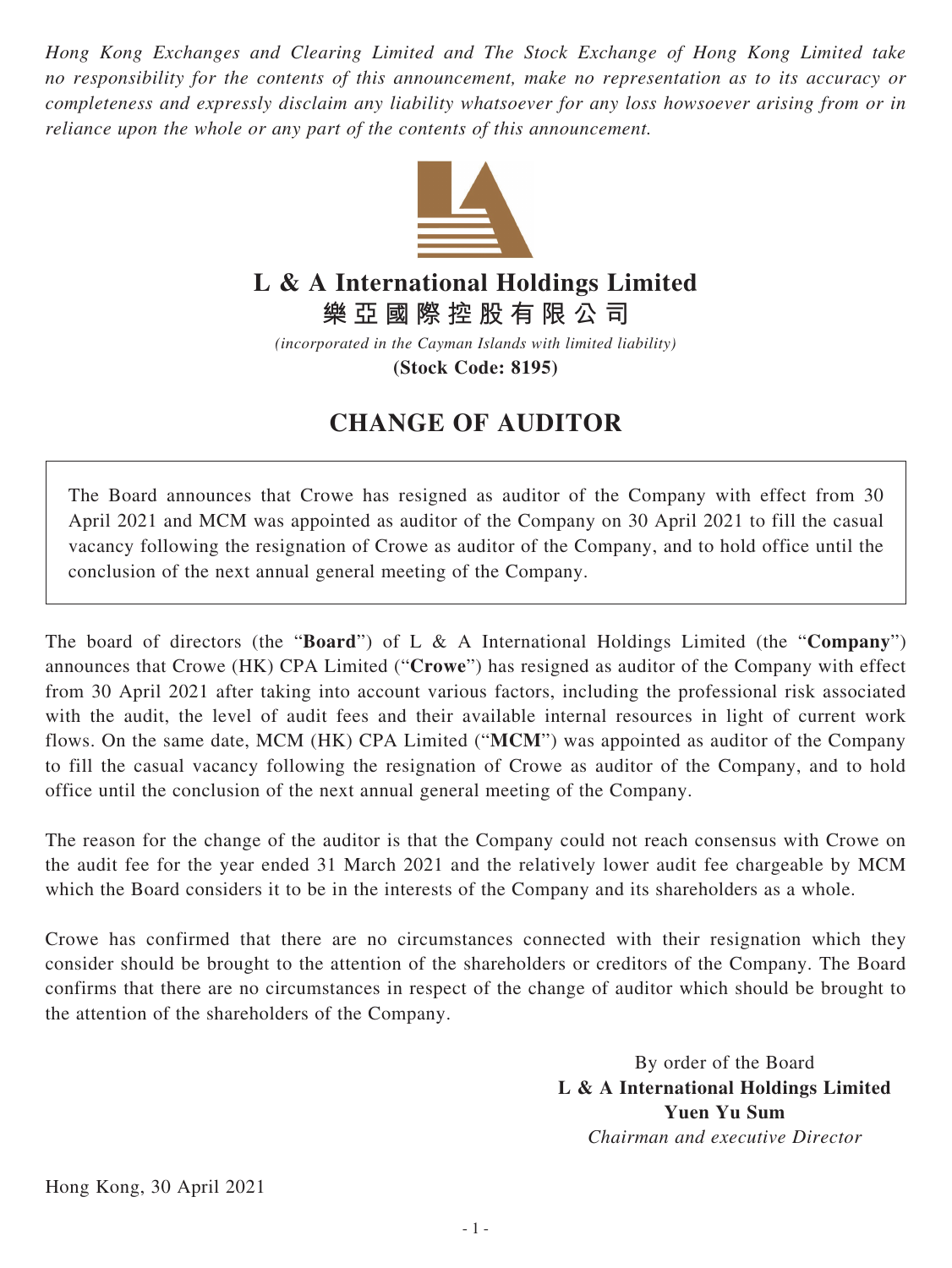*Hong Kong Exchanges and Clearing Limited and The Stock Exchange of Hong Kong Limited take no responsibility for the contents of this announcement, make no representation as to its accuracy or completeness and expressly disclaim any liability whatsoever for any loss howsoever arising from or in reliance upon the whole or any part of the contents of this announcement.*

# L & A International Holdings Limited
# 樂亞國際控股有限公司

*(incorporated in the Cayman Islands with limited liability)*

**(Stock Code: 8195)**

## CHANGE OF AUDITOR

The Board announces that Crowe has resigned as auditor of the Company with effect from 30 April 2021 and MCM was appointed as auditor of the Company on 30 April 2021 to fill the casual vacancy following the resignation of Crowe as auditor of the Company, and to hold office until the conclusion of the next annual general meeting of the Company.

The board of directors (the "**Board**") of L & A International Holdings Limited (the "**Company**") announces that Crowe (HK) CPA Limited ("**Crowe**") has resigned as auditor of the Company with effect from 30 April 2021 after taking into account various factors, including the professional risk associated with the audit, the level of audit fees and their available internal resources in light of current work flows. On the same date, MCM (HK) CPA Limited ("**MCM**") was appointed as auditor of the Company to fill the casual vacancy following the resignation of Crowe as auditor of the Company, and to hold office until the conclusion of the next annual general meeting of the Company.

The reason for the change of the auditor is that the Company could not reach consensus with Crowe on the audit fee for the year ended 31 March 2021 and the relatively lower audit fee chargeable by MCM which the Board considers it to be in the interests of the Company and its shareholders as a whole.

Crowe has confirmed that there are no circumstances connected with their resignation which they consider should be brought to the attention of the shareholders or creditors of the Company. The Board confirms that there are no circumstances in respect of the change of auditor which should be brought to the attention of the shareholders of the Company.

By order of the Board
**L & A International Holdings Limited**
**Yuen Yu Sum**
*Chairman and executive Director*

Hong Kong, 30 April 2021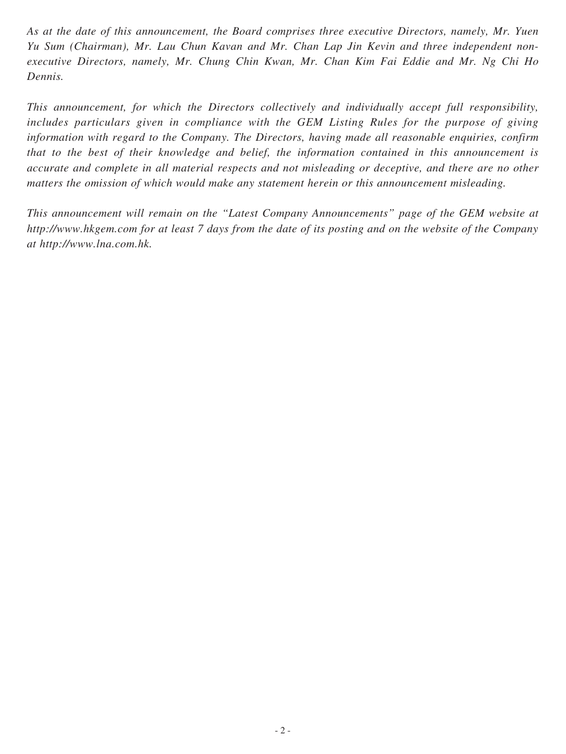*As at the date of this announcement, the Board comprises three executive Directors, namely, Mr. Yuen Yu Sum (Chairman), Mr. Lau Chun Kavan and Mr. Chan Lap Jin Kevin and three independent non-executive Directors, namely, Mr. Chung Chin Kwan, Mr. Chan Kim Fai Eddie and Mr. Ng Chi Ho Dennis.*

*This announcement, for which the Directors collectively and individually accept full responsibility, includes particulars given in compliance with the GEM Listing Rules for the purpose of giving information with regard to the Company. The Directors, having made all reasonable enquiries, confirm that to the best of their knowledge and belief, the information contained in this announcement is accurate and complete in all material respects and not misleading or deceptive, and there are no other matters the omission of which would make any statement herein or this announcement misleading.*

*This announcement will remain on the "Latest Company Announcements" page of the GEM website at http://www.hkgem.com for at least 7 days from the date of its posting and on the website of the Company at http://www.lna.com.hk.*